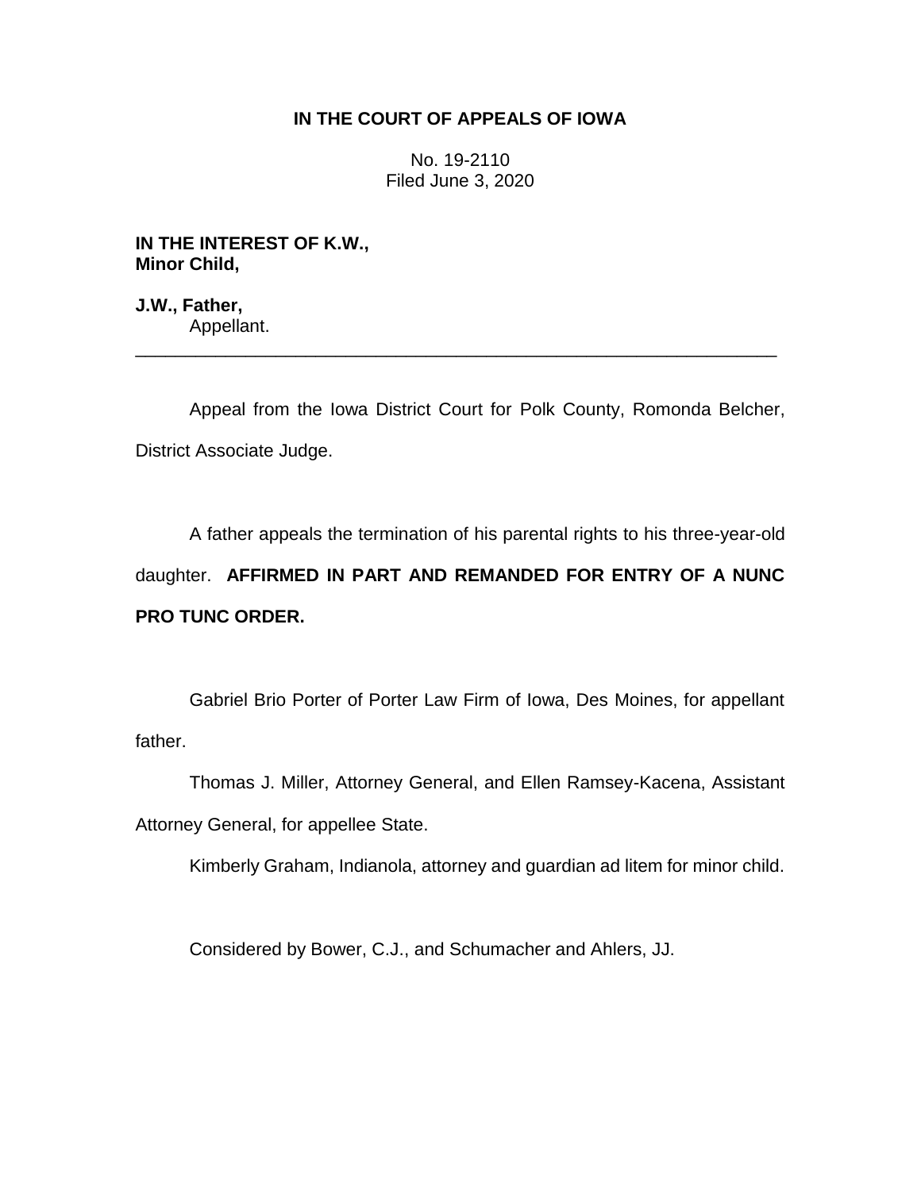**IN THE COURT OF APPEALS OF IOWA**

No. 19-2110
Filed June 3, 2020

**IN THE INTEREST OF K.W.,**
**Minor Child,**

**J.W., Father,**
Appellant.

---

Appeal from the Iowa District Court for Polk County, Romonda Belcher, District Associate Judge.

A father appeals the termination of his parental rights to his three-year-old daughter. **AFFIRMED IN PART AND REMANDED FOR ENTRY OF A NUNC PRO TUNC ORDER.**

Gabriel Brio Porter of Porter Law Firm of Iowa, Des Moines, for appellant father.

Thomas J. Miller, Attorney General, and Ellen Ramsey-Kacena, Assistant Attorney General, for appellee State.

Kimberly Graham, Indianola, attorney and guardian ad litem for minor child.

Considered by Bower, C.J., and Schumacher and Ahlers, JJ.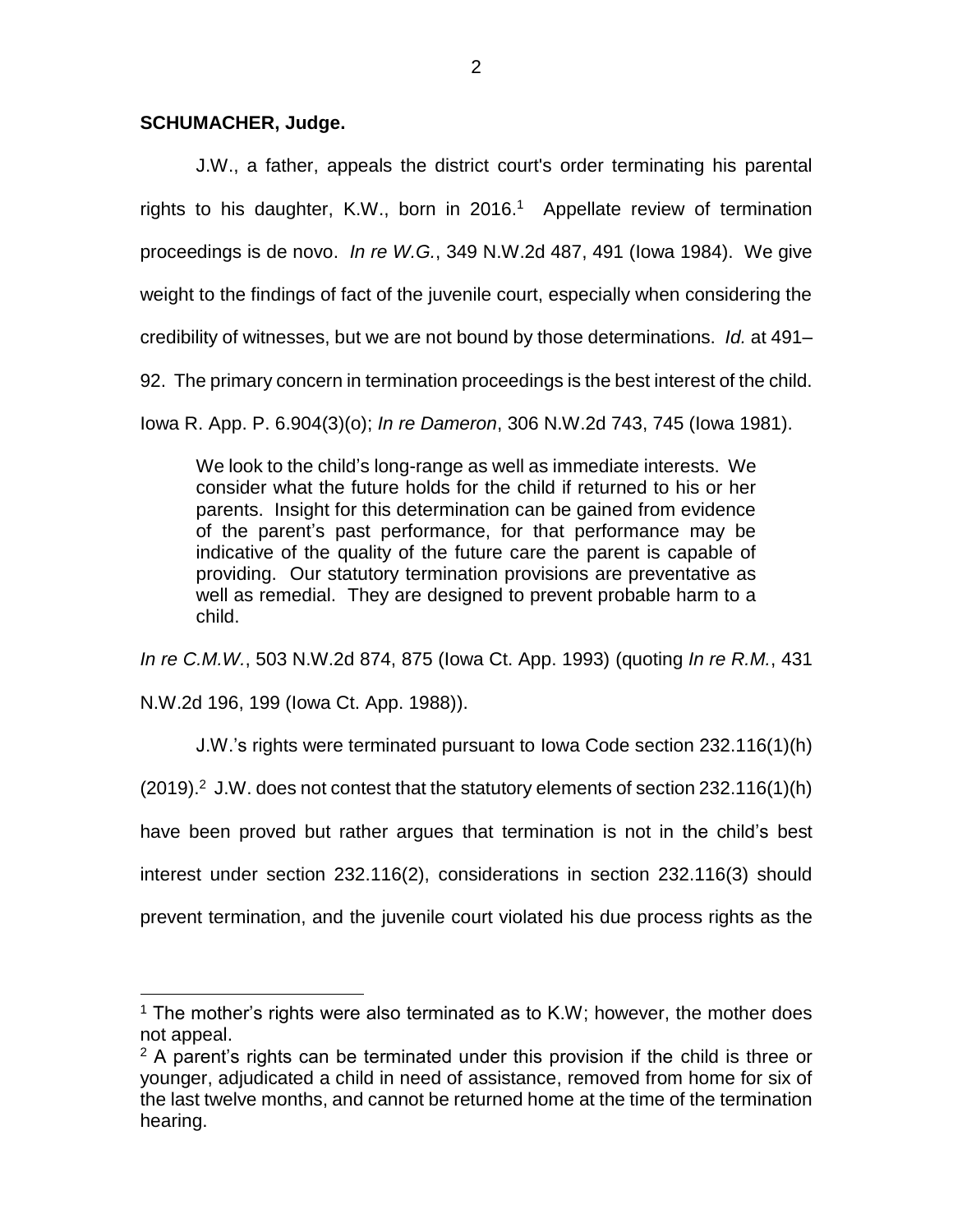**SCHUMACHER, Judge.**

J.W., a father, appeals the district court's order terminating his parental rights to his daughter, K.W., born in 2016.[1] Appellate review of termination proceedings is de novo. *In re W.G.*, 349 N.W.2d 487, 491 (Iowa 1984). We give weight to the findings of fact of the juvenile court, especially when considering the credibility of witnesses, but we are not bound by those determinations. *Id.* at 491–92. The primary concern in termination proceedings is the best interest of the child. Iowa R. App. P. 6.904(3)(o); *In re Dameron*, 306 N.W.2d 743, 745 (Iowa 1981).

> We look to the child's long-range as well as immediate interests. We consider what the future holds for the child if returned to his or her parents. Insight for this determination can be gained from evidence of the parent's past performance, for that performance may be indicative of the quality of the future care the parent is capable of providing. Our statutory termination provisions are preventative as well as remedial. They are designed to prevent probable harm to a child.

*In re C.M.W.*, 503 N.W.2d 874, 875 (Iowa Ct. App. 1993) (quoting *In re R.M.*, 431 N.W.2d 196, 199 (Iowa Ct. App. 1988)).

J.W.'s rights were terminated pursuant to Iowa Code section 232.116(1)(h) (2019).[2] J.W. does not contest that the statutory elements of section 232.116(1)(h) have been proved but rather argues that termination is not in the child's best interest under section 232.116(2), considerations in section 232.116(3) should prevent termination, and the juvenile court violated his due process rights as the

---

[1] The mother's rights were also terminated as to K.W; however, the mother does not appeal.

[2] A parent's rights can be terminated under this provision if the child is three or younger, adjudicated a child in need of assistance, removed from home for six of the last twelve months, and cannot be returned home at the time of the termination hearing.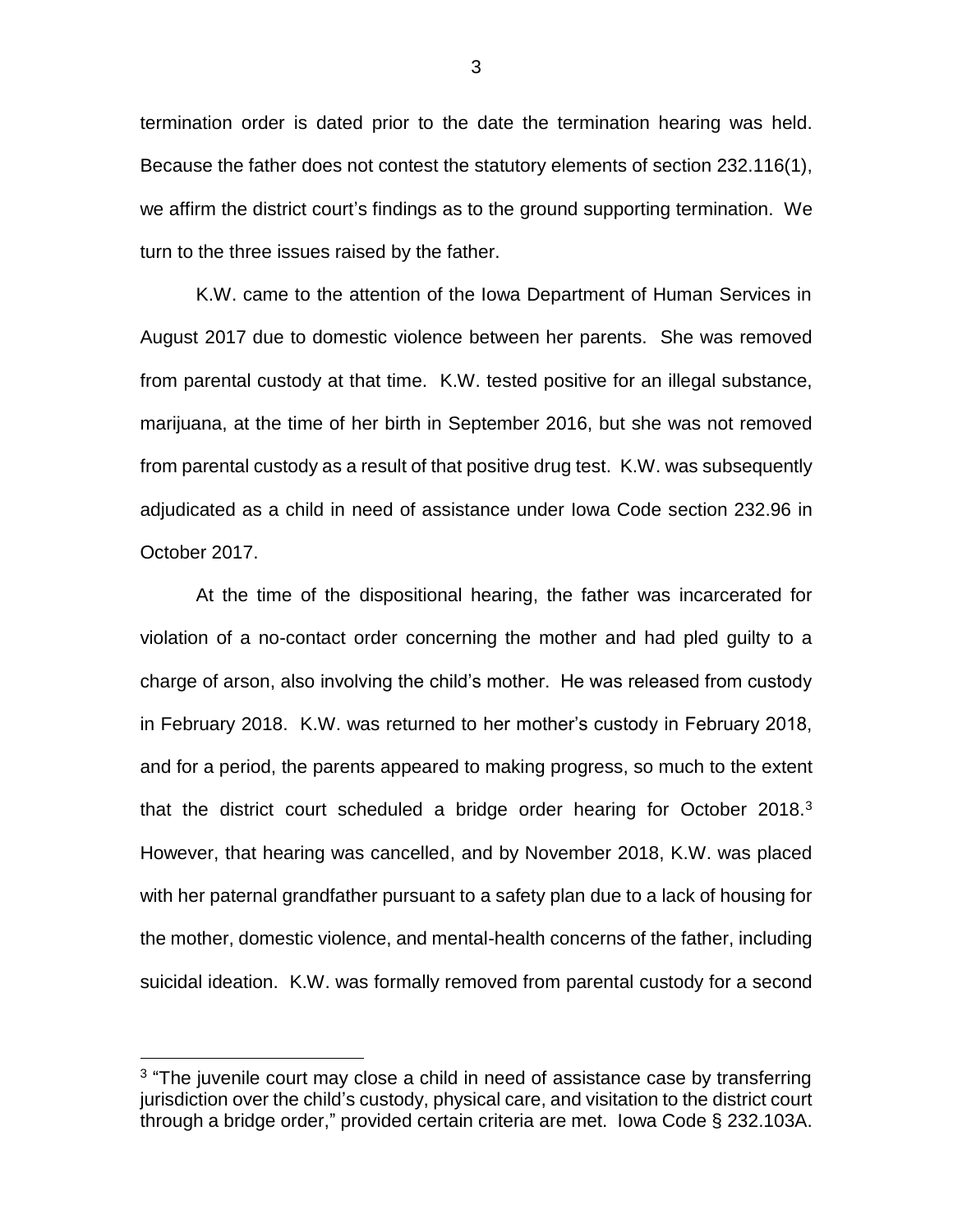termination order is dated prior to the date the termination hearing was held. Because the father does not contest the statutory elements of section 232.116(1), we affirm the district court's findings as to the ground supporting termination. We turn to the three issues raised by the father.

K.W. came to the attention of the Iowa Department of Human Services in August 2017 due to domestic violence between her parents. She was removed from parental custody at that time. K.W. tested positive for an illegal substance, marijuana, at the time of her birth in September 2016, but she was not removed from parental custody as a result of that positive drug test. K.W. was subsequently adjudicated as a child in need of assistance under Iowa Code section 232.96 in October 2017.

At the time of the dispositional hearing, the father was incarcerated for violation of a no-contact order concerning the mother and had pled guilty to a charge of arson, also involving the child's mother. He was released from custody in February 2018. K.W. was returned to her mother's custody in February 2018, and for a period, the parents appeared to making progress, so much to the extent that the district court scheduled a bridge order hearing for October 2018.[3] However, that hearing was cancelled, and by November 2018, K.W. was placed with her paternal grandfather pursuant to a safety plan due to a lack of housing for the mother, domestic violence, and mental-health concerns of the father, including suicidal ideation. K.W. was formally removed from parental custody for a second

[3] "The juvenile court may close a child in need of assistance case by transferring jurisdiction over the child's custody, physical care, and visitation to the district court through a bridge order," provided certain criteria are met. Iowa Code § 232.103A.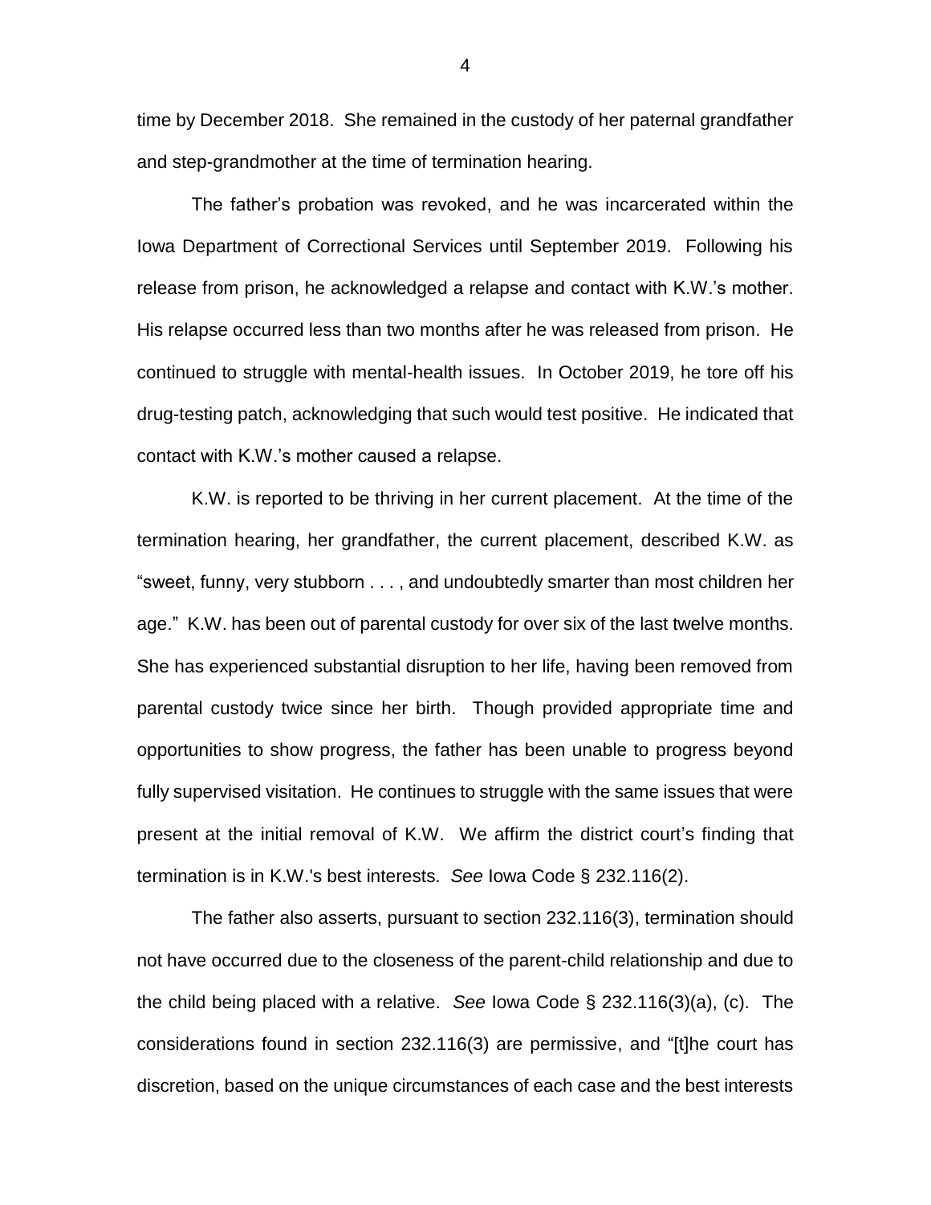time by December 2018. She remained in the custody of her paternal grandfather and step-grandmother at the time of termination hearing.

The father's probation was revoked, and he was incarcerated within the Iowa Department of Correctional Services until September 2019. Following his release from prison, he acknowledged a relapse and contact with K.W.'s mother. His relapse occurred less than two months after he was released from prison. He continued to struggle with mental-health issues. In October 2019, he tore off his drug-testing patch, acknowledging that such would test positive. He indicated that contact with K.W.'s mother caused a relapse.

K.W. is reported to be thriving in her current placement. At the time of the termination hearing, her grandfather, the current placement, described K.W. as "sweet, funny, very stubborn . . . , and undoubtedly smarter than most children her age." K.W. has been out of parental custody for over six of the last twelve months. She has experienced substantial disruption to her life, having been removed from parental custody twice since her birth. Though provided appropriate time and opportunities to show progress, the father has been unable to progress beyond fully supervised visitation. He continues to struggle with the same issues that were present at the initial removal of K.W. We affirm the district court's finding that termination is in K.W.'s best interests. *See* Iowa Code § 232.116(2).

The father also asserts, pursuant to section 232.116(3), termination should not have occurred due to the closeness of the parent-child relationship and due to the child being placed with a relative. *See* Iowa Code § 232.116(3)(a), (c). The considerations found in section 232.116(3) are permissive, and "[t]he court has discretion, based on the unique circumstances of each case and the best interests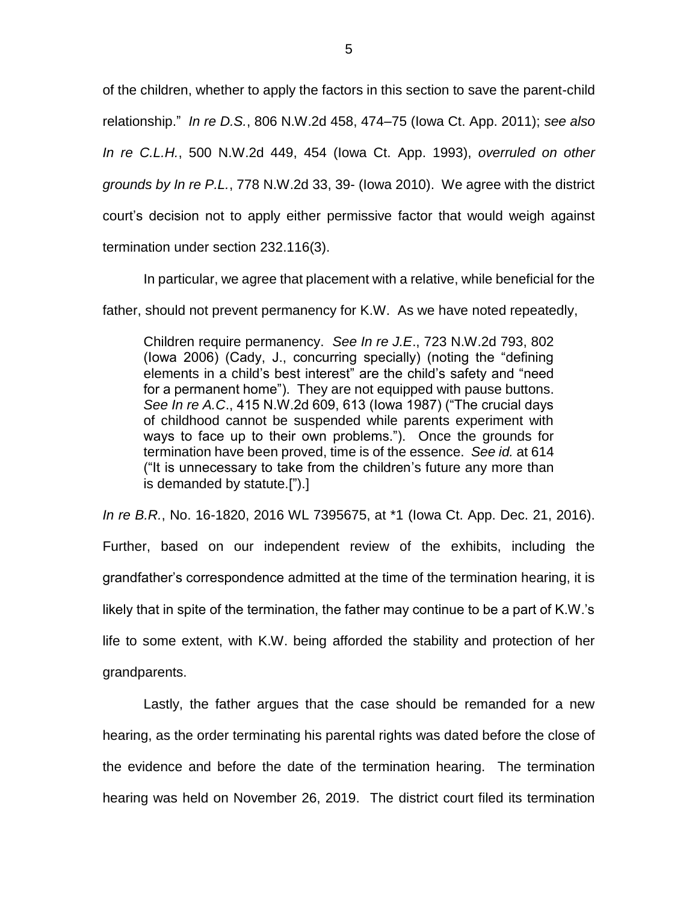of the children, whether to apply the factors in this section to save the parent-child relationship." *In re D.S.*, 806 N.W.2d 458, 474–75 (Iowa Ct. App. 2011); *see also In re C.L.H.*, 500 N.W.2d 449, 454 (Iowa Ct. App. 1993), *overruled on other grounds by In re P.L.*, 778 N.W.2d 33, 39- (Iowa 2010). We agree with the district court's decision not to apply either permissive factor that would weigh against termination under section 232.116(3).

In particular, we agree that placement with a relative, while beneficial for the father, should not prevent permanency for K.W. As we have noted repeatedly,

> Children require permanency. *See In re J.E*., 723 N.W.2d 793, 802 (Iowa 2006) (Cady, J., concurring specially) (noting the "defining elements in a child's best interest" are the child's safety and "need for a permanent home"). They are not equipped with pause buttons. *See In re A.C*., 415 N.W.2d 609, 613 (Iowa 1987) ("The crucial days of childhood cannot be suspended while parents experiment with ways to face up to their own problems."). Once the grounds for termination have been proved, time is of the essence. *See id.* at 614 ("It is unnecessary to take from the children's future any more than is demanded by statute.[").]

*In re B.R.*, No. 16-1820, 2016 WL 7395675, at *1 (Iowa Ct. App. Dec. 21, 2016). Further, based on our independent review of the exhibits, including the grandfather's correspondence admitted at the time of the termination hearing, it is likely that in spite of the termination, the father may continue to be a part of K.W.'s life to some extent, with K.W. being afforded the stability and protection of her grandparents.

Lastly, the father argues that the case should be remanded for a new hearing, as the order terminating his parental rights was dated before the close of the evidence and before the date of the termination hearing. The termination hearing was held on November 26, 2019. The district court filed its termination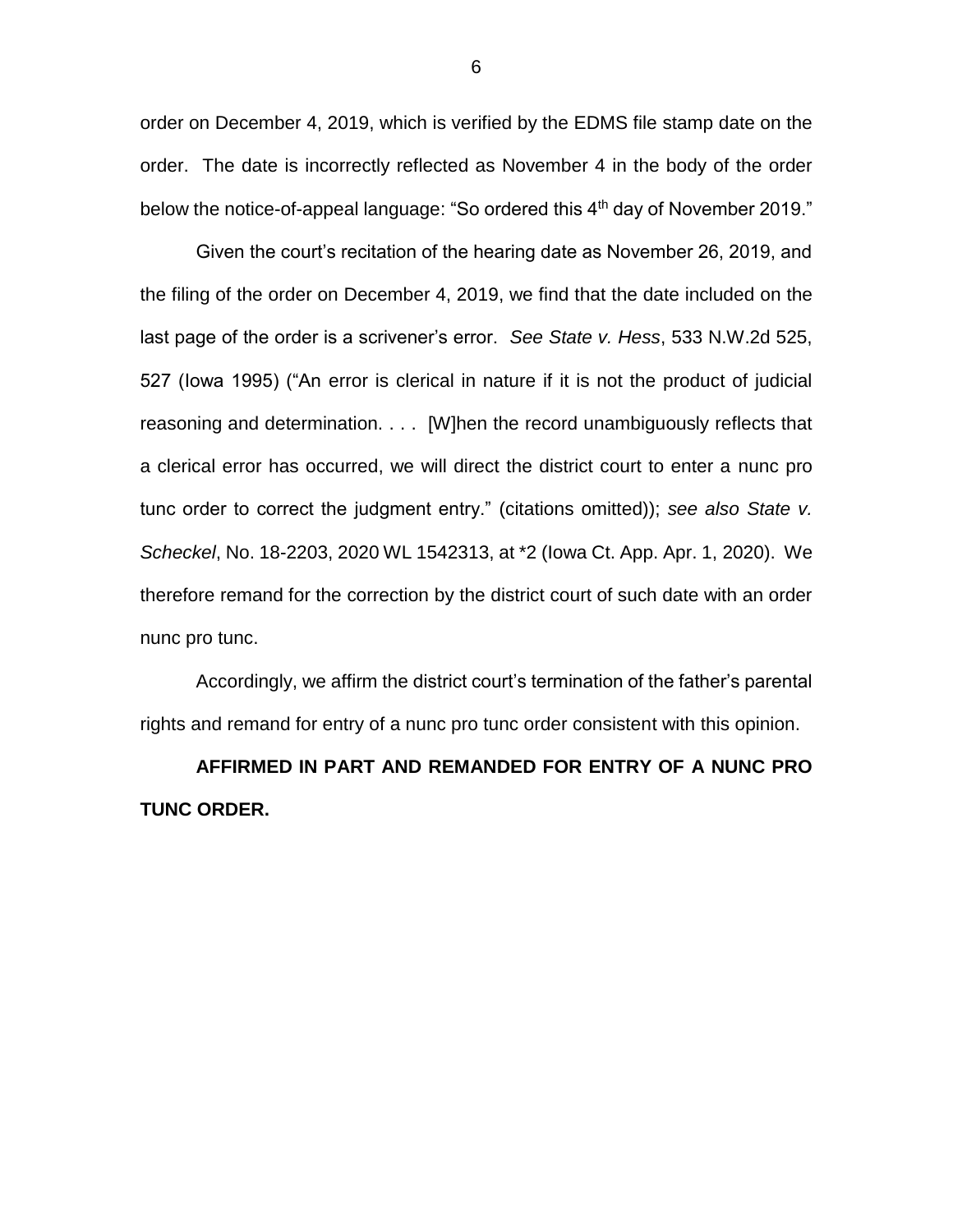order on December 4, 2019, which is verified by the EDMS file stamp date on the order. The date is incorrectly reflected as November 4 in the body of the order below the notice-of-appeal language: "So ordered this 4th day of November 2019."

Given the court's recitation of the hearing date as November 26, 2019, and the filing of the order on December 4, 2019, we find that the date included on the last page of the order is a scrivener's error. *See State v. Hess*, 533 N.W.2d 525, 527 (Iowa 1995) ("An error is clerical in nature if it is not the product of judicial reasoning and determination. . . . [W]hen the record unambiguously reflects that a clerical error has occurred, we will direct the district court to enter a nunc pro tunc order to correct the judgment entry." (citations omitted)); *see also State v. Scheckel*, No. 18-2203, 2020 WL 1542313, at *2 (Iowa Ct. App. Apr. 1, 2020). We therefore remand for the correction by the district court of such date with an order nunc pro tunc.

Accordingly, we affirm the district court's termination of the father's parental rights and remand for entry of a nunc pro tunc order consistent with this opinion.

**AFFIRMED IN PART AND REMANDED FOR ENTRY OF A NUNC PRO TUNC ORDER.**